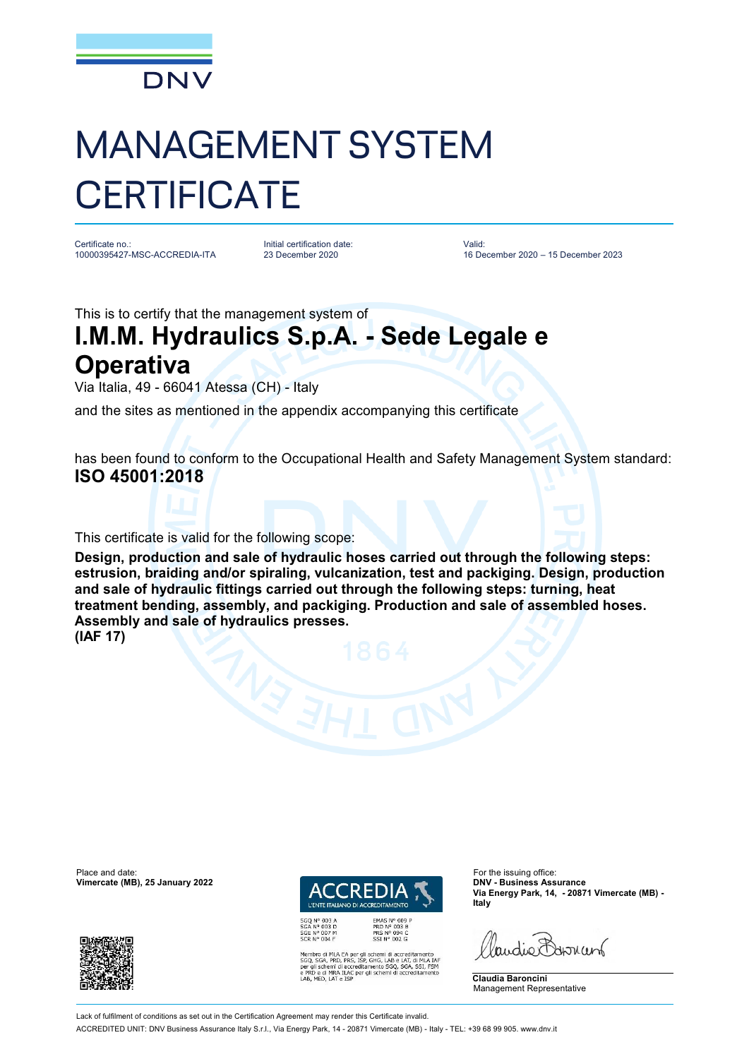DNV

# MANAGEMENT SYSTEM CERTIFICATE

| Certificate no.: | Initial certification date: | Valid: |
|---|---|---|
| 10000395427-MSC-ACCREDIA-ITA | 23 December 2020 | 16 December 2020 – 15 December 2023 |

This is to certify that the management system of

## I.M.M. Hydraulics S.p.A. - Sede Legale e Operativa

Via Italia, 49 - 66041 Atessa (CH) - Italy

and the sites as mentioned in the appendix accompanying this certificate

has been found to conform to the Occupational Health and Safety Management System standard:

**ISO 45001:2018**

This certificate is valid for the following scope:

**Design, production and sale of hydraulic hoses carried out through the following steps: estrusion, braiding and/or spiraling, vulcanization, test and packiging. Design, production and sale of hydraulic fittings carried out through the following steps: turning, heat treatment bending, assembly, and packiging. Production and sale of assembled hoses. Assembly and sale of hydraulics presses.**
**(IAF 17)**

Place and date:
**Vimercate (MB), 25 January 2022**

ACCREDIA
L'ENTE ITALIANO DI ACCREDITAMENTO

SGQ N° 003 A
SGA N° 003 D
SGE N° 007 M
SCR N° 004 F

EMAS N° 009 P
PRD N° 003 B
PRS N° 094 C
SSI N° 002 G

Membro di MLA EA per gli schemi di accreditamento SGQ, SGA, PRD, PRS, ISP, GHG, LAB e LAT, di MLA IAF per gli schemi di accreditamento SGQ, SGA, SSI, FSM e PRD e di MRA ILAC per gli schemi di accreditamento LAB, MED, LAT e ISP

For the issuing office:
**DNV - Business Assurance**
**Via Energy Park, 14, - 20871 Vimercate (MB) - Italy**

**Claudia Baroncini**
Management Representative

Lack of fulfilment of conditions as set out in the Certification Agreement may render this Certificate invalid.

ACCREDITED UNIT: DNV Business Assurance Italy S.r.l., Via Energy Park, 14 - 20871 Vimercate (MB) - Italy - TEL: +39 68 99 905. www.dnv.it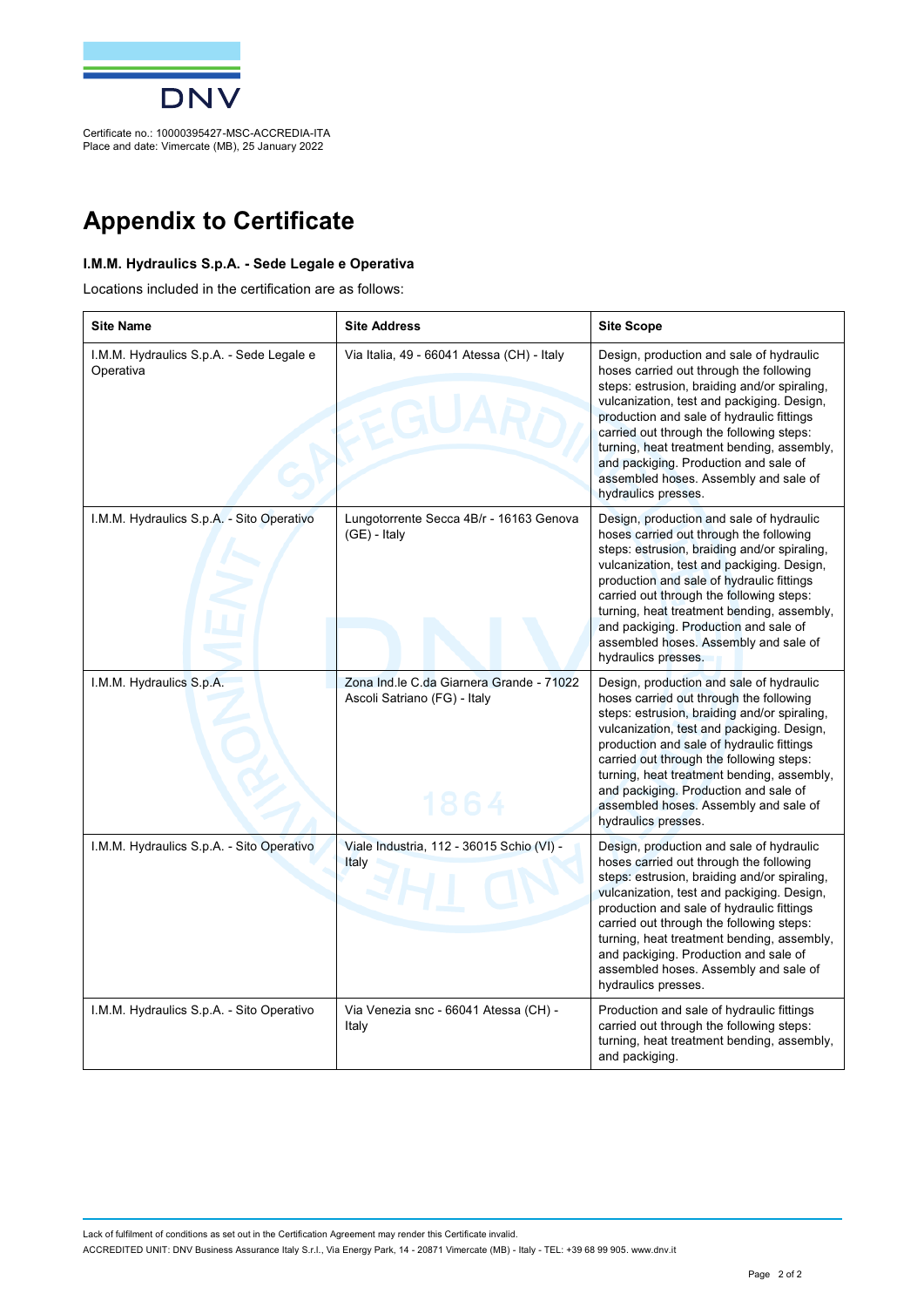DNV

Certificate no.: 10000395427-MSC-ACCREDIA-ITA
Place and date: Vimercate (MB), 25 January 2022

# Appendix to Certificate

### I.M.M. Hydraulics S.p.A. - Sede Legale e Operativa

Locations included in the certification are as follows:

| Site Name | Site Address | Site Scope |
|---|---|---|
| I.M.M. Hydraulics S.p.A. - Sede Legale e Operativa | Via Italia, 49 - 66041 Atessa (CH) - Italy | Design, production and sale of hydraulic hoses carried out through the following steps: estrusion, braiding and/or spiraling, vulcanization, test and packaging. Design, production and sale of hydraulic fittings carried out through the following steps: turning, heat treatment bending, assembly, and packaging. Production and sale of assembled hoses. Assembly and sale of hydraulics presses. |
| I.M.M. Hydraulics S.p.A. - Sito Operativo | Lungotorrente Secca 4B/r - 16163 Genova (GE) - Italy | Design, production and sale of hydraulic hoses carried out through the following steps: estrusion, braiding and/or spiraling, vulcanization, test and packaging. Design, production and sale of hydraulic fittings carried out through the following steps: turning, heat treatment bending, assembly, and packaging. Production and sale of assembled hoses. Assembly and sale of hydraulics presses. |
| I.M.M. Hydraulics S.p.A. | Zona Ind.le C.da Giarnera Grande - 71022 Ascoli Satriano (FG) - Italy | Design, production and sale of hydraulic hoses carried out through the following steps: estrusion, braiding and/or spiraling, vulcanization, test and packaging. Design, production and sale of hydraulic fittings carried out through the following steps: turning, heat treatment bending, assembly, and packaging. Production and sale of assembled hoses. Assembly and sale of hydraulics presses. |
| I.M.M. Hydraulics S.p.A. - Sito Operativo | Viale Industria, 112 - 36015 Schio (VI) - Italy | Design, production and sale of hydraulic hoses carried out through the following steps: estrusion, braiding and/or spiraling, vulcanization, test and packaging. Design, production and sale of hydraulic fittings carried out through the following steps: turning, heat treatment bending, assembly, and packaging. Production and sale of assembled hoses. Assembly and sale of hydraulics presses. |
| I.M.M. Hydraulics S.p.A. - Sito Operativo | Via Venezia snc - 66041 Atessa (CH) - Italy | Production and sale of hydraulic fittings carried out through the following steps: turning, heat treatment bending, assembly, and packaging. |

Lack of fulfilment of conditions as set out in the Certification Agreement may render this Certificate invalid.

ACCREDITED UNIT: DNV Business Assurance Italy S.r.l., Via Energy Park, 14 - 20871 Vimercate (MB) - Italy - TEL: +39 68 99 905. www.dnv.it